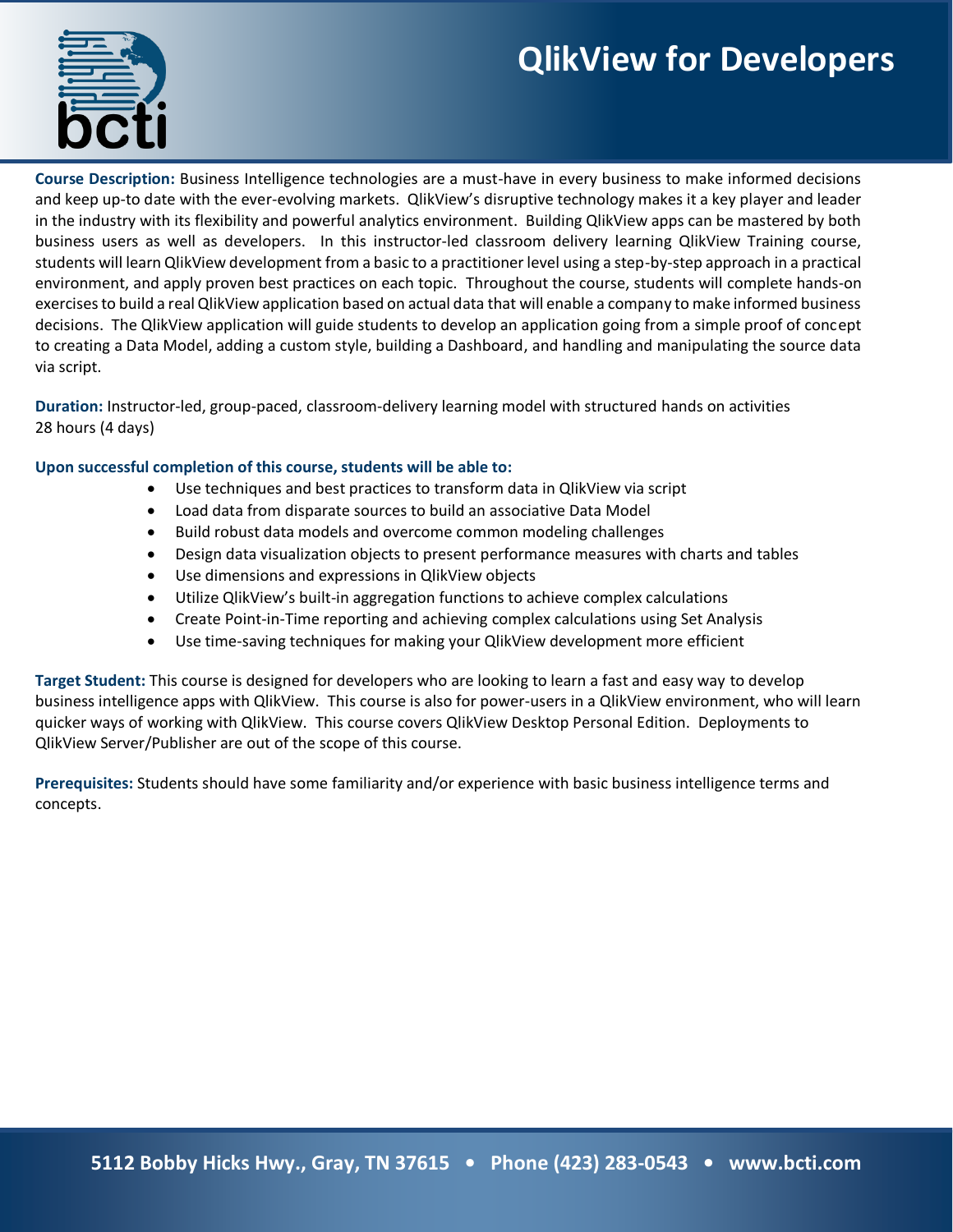# QlikView for Developers

**Course Description:** Business Intelligence technologies are a must-have in every business to make informed decisions and keep up-to date with the ever-evolving markets. QlikView's disruptive technology makes it a key player and leader in the industry with its flexibility and powerful analytics environment. Building QlikView apps can be mastered by both business users as well as developers. In this instructor-led classroom delivery learning QlikView Training course, students will learn QlikView development from a basic to a practitioner level using a step-by-step approach in a practical environment, and apply proven best practices on each topic. Throughout the course, students will complete hands-on exercises to build a real QlikView application based on actual data that will enable a company to make informed business decisions. The QlikView application will guide students to develop an application going from a simple proof of concept to creating a Data Model, adding a custom style, building a Dashboard, and handling and manipulating the source data via script.

**Duration:** Instructor-led, group-paced, classroom-delivery learning model with structured hands on activities
28 hours (4 days)

**Upon successful completion of this course, students will be able to:**

- Use techniques and best practices to transform data in QlikView via script
- Load data from disparate sources to build an associative Data Model
- Build robust data models and overcome common modeling challenges
- Design data visualization objects to present performance measures with charts and tables
- Use dimensions and expressions in QlikView objects
- Utilize QlikView's built-in aggregation functions to achieve complex calculations
- Create Point-in-Time reporting and achieving complex calculations using Set Analysis
- Use time-saving techniques for making your QlikView development more efficient

**Target Student:** This course is designed for developers who are looking to learn a fast and easy way to develop business intelligence apps with QlikView. This course is also for power-users in a QlikView environment, who will learn quicker ways of working with QlikView. This course covers QlikView Desktop Personal Edition. Deployments to QlikView Server/Publisher are out of the scope of this course.

**Prerequisites:** Students should have some familiarity and/or experience with basic business intelligence terms and concepts.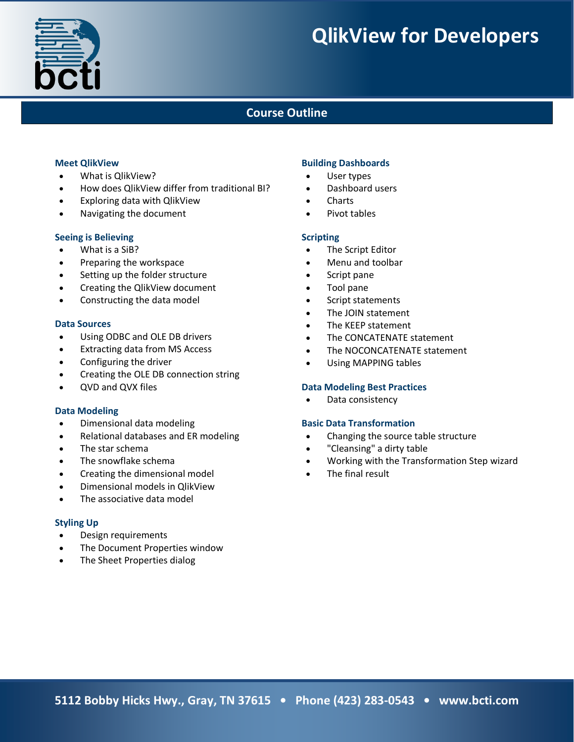# QlikView for Developers

## Course Outline

### Meet QlikView

- What is QlikView?
- How does QlikView differ from traditional BI?
- Exploring data with QlikView
- Navigating the document

### Seeing is Believing

- What is a SiB?
- Preparing the workspace
- Setting up the folder structure
- Creating the QlikView document
- Constructing the data model

### Data Sources

- Using ODBC and OLE DB drivers
- Extracting data from MS Access
- Configuring the driver
- Creating the OLE DB connection string
- QVD and QVX files

### Data Modeling

- Dimensional data modeling
- Relational databases and ER modeling
- The star schema
- The snowflake schema
- Creating the dimensional model
- Dimensional models in QlikView
- The associative data model

### Styling Up

- Design requirements
- The Document Properties window
- The Sheet Properties dialog

### Building Dashboards

- User types
- Dashboard users
- Charts
- Pivot tables

### Scripting

- The Script Editor
- Menu and toolbar
- Script pane
- Tool pane
- Script statements
- The JOIN statement
- The KEEP statement
- The CONCATENATE statement
- The NOCONCATENATE statement
- Using MAPPING tables

### Data Modeling Best Practices

- Data consistency

### Basic Data Transformation

- Changing the source table structure
- "Cleansing" a dirty table
- Working with the Transformation Step wizard
- The final result

5112 Bobby Hicks Hwy., Gray, TN 37615 • Phone (423) 283-0543 • www.bcti.com